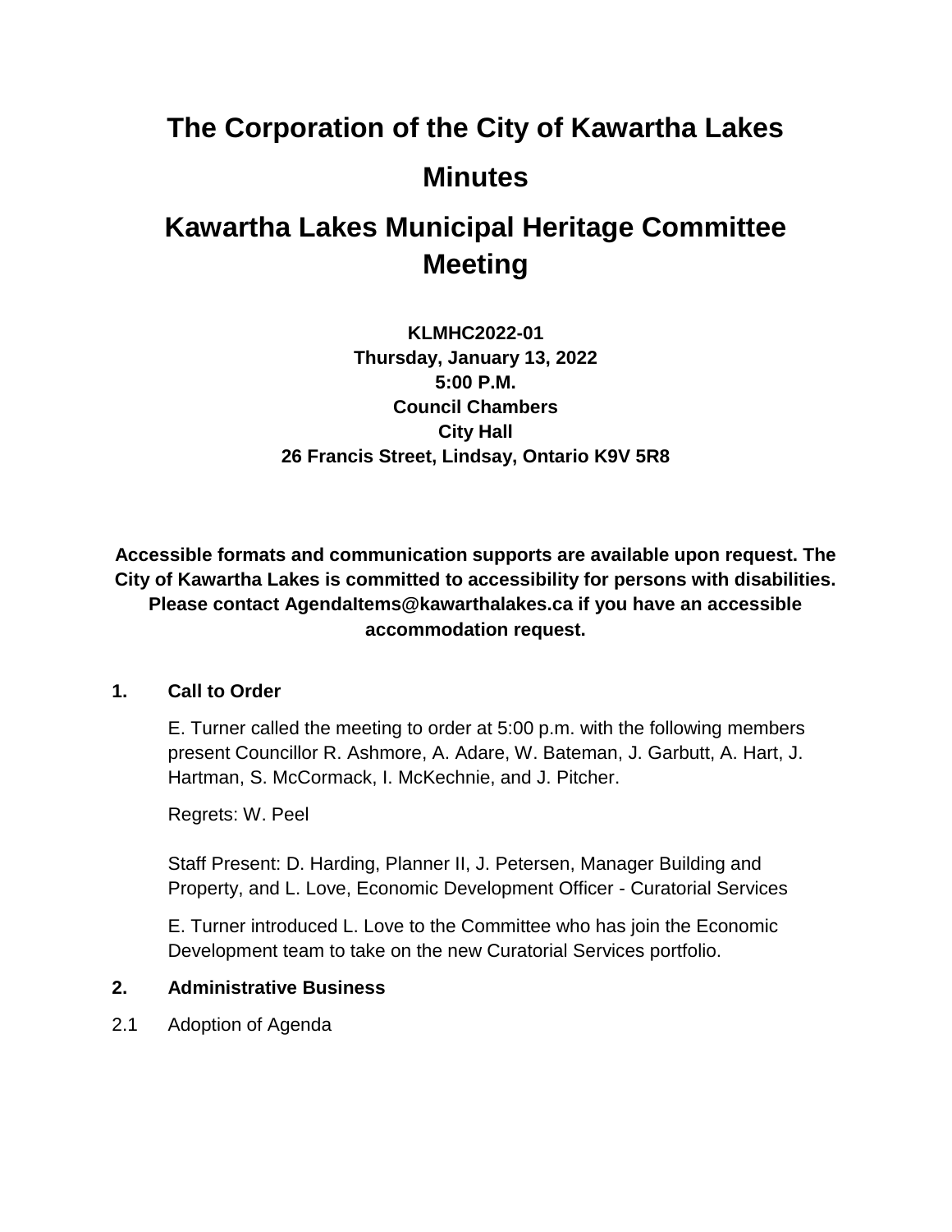# The Corporation of the City of Kawartha Lakes

# Minutes

# Kawartha Lakes Municipal Heritage Committee Meeting

**KLMHC2022-01**
**Thursday, January 13, 2022**
**5:00 P.M.**
**Council Chambers**
**City Hall**
**26 Francis Street, Lindsay, Ontario K9V 5R8**

**Accessible formats and communication supports are available upon request. The City of Kawartha Lakes is committed to accessibility for persons with disabilities. Please contact AgendaItems@kawarthalakes.ca if you have an accessible accommodation request.**

## 1. Call to Order

E. Turner called the meeting to order at 5:00 p.m. with the following members present Councillor R. Ashmore, A. Adare, W. Bateman, J. Garbutt, A. Hart, J. Hartman, S. McCormack, I. McKechnie, and J. Pitcher.

Regrets: W. Peel

Staff Present: D. Harding, Planner II, J. Petersen, Manager Building and Property, and L. Love, Economic Development Officer - Curatorial Services

E. Turner introduced L. Love to the Committee who has join the Economic Development team to take on the new Curatorial Services portfolio.

## 2. Administrative Business

2.1 Adoption of Agenda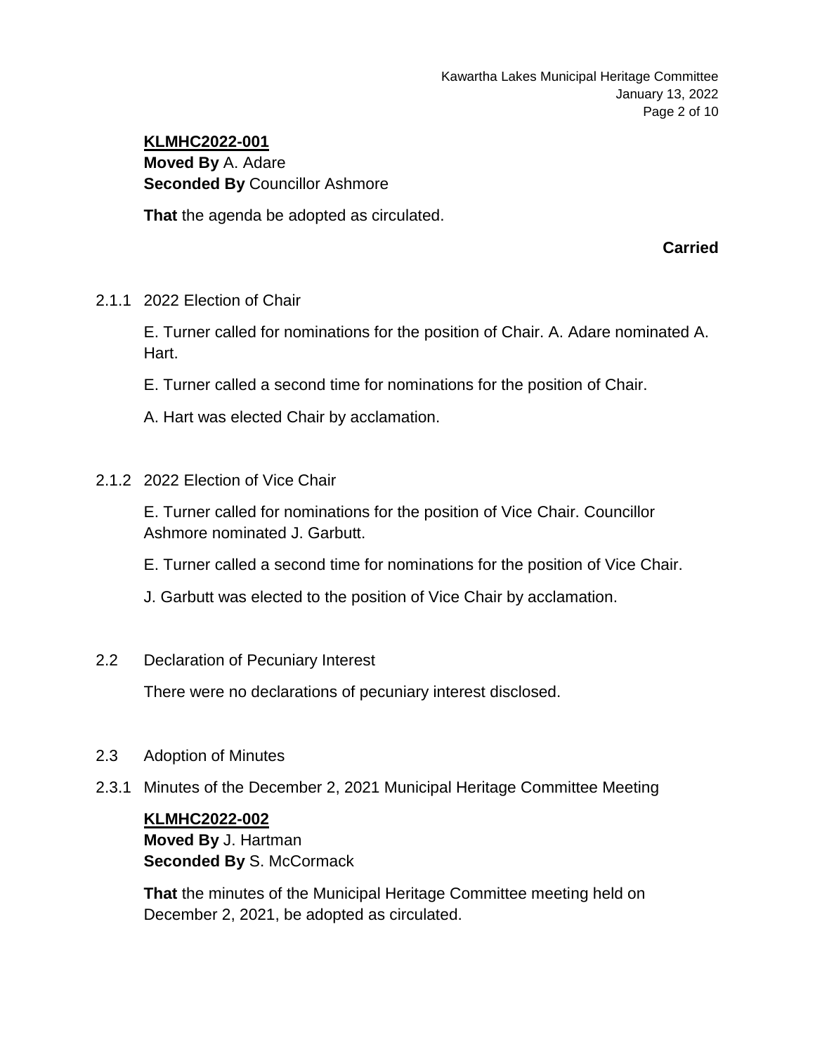**KLMHC2022-001**
**Moved By** A. Adare
**Seconded By** Councillor Ashmore

**That** the agenda be adopted as circulated.

**Carried**

2.1.1 2022 Election of Chair

E. Turner called for nominations for the position of Chair. A. Adare nominated A. Hart.

E. Turner called a second time for nominations for the position of Chair.

A. Hart was elected Chair by acclamation.

2.1.2 2022 Election of Vice Chair

E. Turner called for nominations for the position of Vice Chair. Councillor Ashmore nominated J. Garbutt.

E. Turner called a second time for nominations for the position of Vice Chair.

J. Garbutt was elected to the position of Vice Chair by acclamation.

2.2 Declaration of Pecuniary Interest

There were no declarations of pecuniary interest disclosed.

2.3 Adoption of Minutes

2.3.1 Minutes of the December 2, 2021 Municipal Heritage Committee Meeting

**KLMHC2022-002**
**Moved By** J. Hartman
**Seconded By** S. McCormack

**That** the minutes of the Municipal Heritage Committee meeting held on December 2, 2021, be adopted as circulated.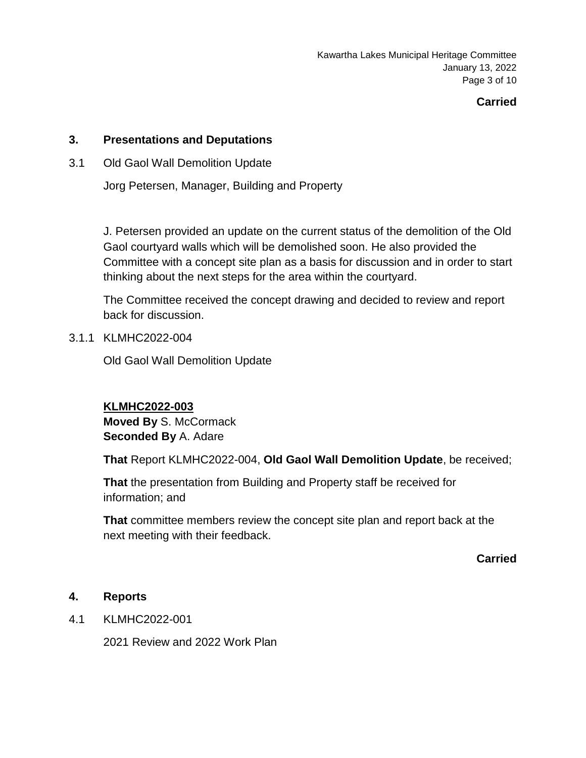**Carried**

## 3. Presentations and Deputations

3.1 Old Gaol Wall Demolition Update

Jorg Petersen, Manager, Building and Property

J. Petersen provided an update on the current status of the demolition of the Old Gaol courtyard walls which will be demolished soon. He also provided the Committee with a concept site plan as a basis for discussion and in order to start thinking about the next steps for the area within the courtyard.

The Committee received the concept drawing and decided to review and report back for discussion.

3.1.1 KLMHC2022-004

Old Gaol Wall Demolition Update

**KLMHC2022-003**
**Moved By** S. McCormack
**Seconded By** A. Adare

**That** Report KLMHC2022-004, **Old Gaol Wall Demolition Update**, be received;

**That** the presentation from Building and Property staff be received for information; and

**That** committee members review the concept site plan and report back at the next meeting with their feedback.

**Carried**

## 4. Reports

4.1 KLMHC2022-001

2021 Review and 2022 Work Plan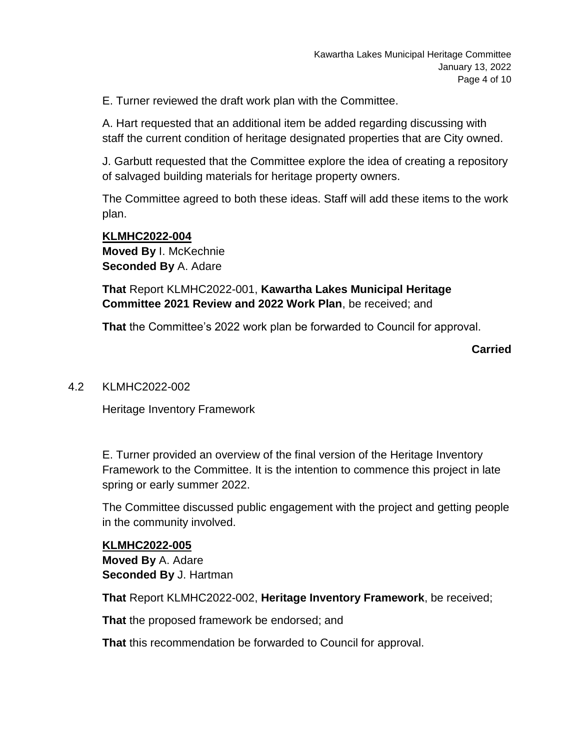E. Turner reviewed the draft work plan with the Committee.

A. Hart requested that an additional item be added regarding discussing with staff the current condition of heritage designated properties that are City owned.

J. Garbutt requested that the Committee explore the idea of creating a repository of salvaged building materials for heritage property owners.

The Committee agreed to both these ideas. Staff will add these items to the work plan.

**KLMHC2022-004**
**Moved By** I. McKechnie
**Seconded By** A. Adare

**That** Report KLMHC2022-001, **Kawartha Lakes Municipal Heritage Committee 2021 Review and 2022 Work Plan**, be received; and

**That** the Committee's 2022 work plan be forwarded to Council for approval.

**Carried**

4.2 KLMHC2022-002

Heritage Inventory Framework

E. Turner provided an overview of the final version of the Heritage Inventory Framework to the Committee. It is the intention to commence this project in late spring or early summer 2022.

The Committee discussed public engagement with the project and getting people in the community involved.

**KLMHC2022-005**
**Moved By** A. Adare
**Seconded By** J. Hartman

**That** Report KLMHC2022-002, **Heritage Inventory Framework**, be received;

**That** the proposed framework be endorsed; and

**That** this recommendation be forwarded to Council for approval.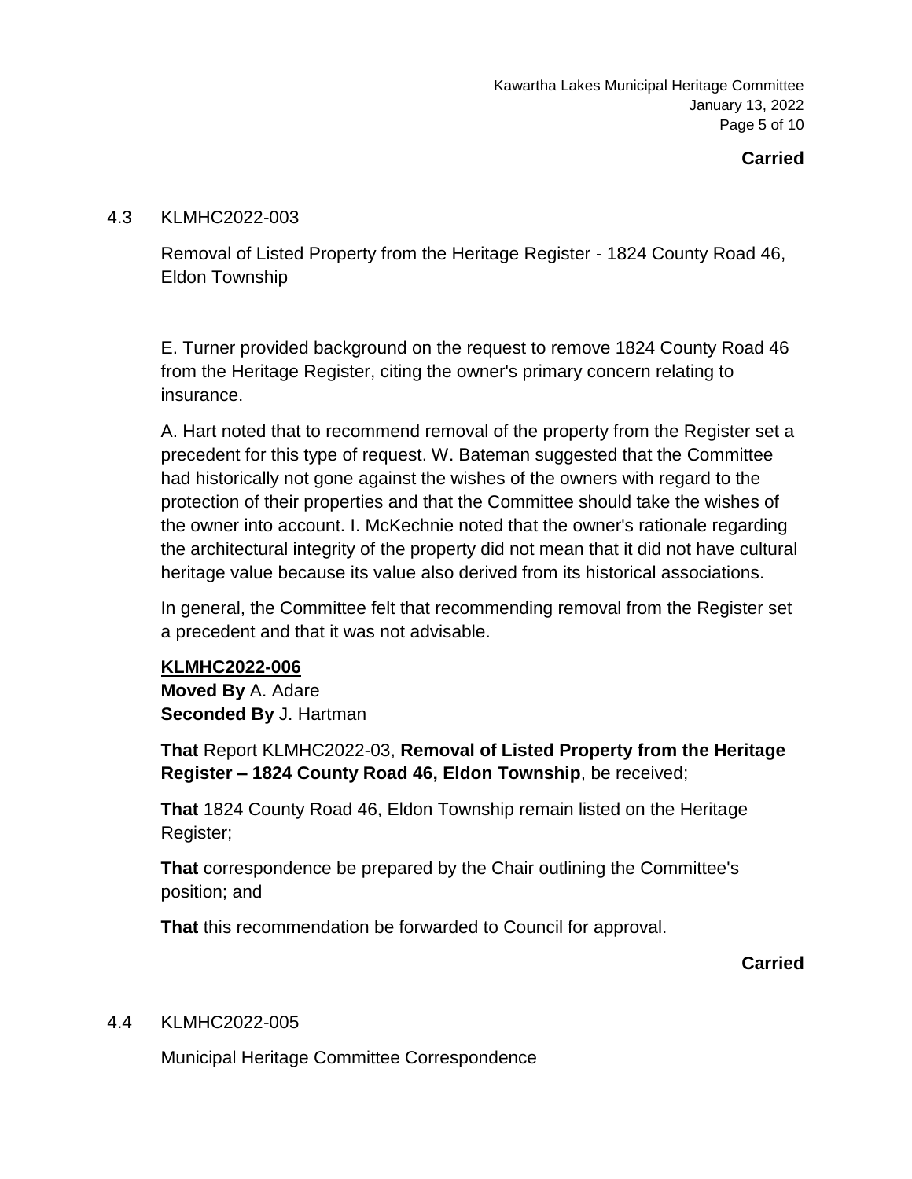**Carried**

4.3 KLMHC2022-003

Removal of Listed Property from the Heritage Register - 1824 County Road 46, Eldon Township

E. Turner provided background on the request to remove 1824 County Road 46 from the Heritage Register, citing the owner's primary concern relating to insurance.

A. Hart noted that to recommend removal of the property from the Register set a precedent for this type of request. W. Bateman suggested that the Committee had historically not gone against the wishes of the owners with regard to the protection of their properties and that the Committee should take the wishes of the owner into account. I. McKechnie noted that the owner's rationale regarding the architectural integrity of the property did not mean that it did not have cultural heritage value because its value also derived from its historical associations.

In general, the Committee felt that recommending removal from the Register set a precedent and that it was not advisable.

**KLMHC2022-006**
**Moved By** A. Adare
**Seconded By** J. Hartman

**That** Report KLMHC2022-03, **Removal of Listed Property from the Heritage Register – 1824 County Road 46, Eldon Township**, be received;

**That** 1824 County Road 46, Eldon Township remain listed on the Heritage Register;

**That** correspondence be prepared by the Chair outlining the Committee's position; and

**That** this recommendation be forwarded to Council for approval.

**Carried**

4.4 KLMHC2022-005

Municipal Heritage Committee Correspondence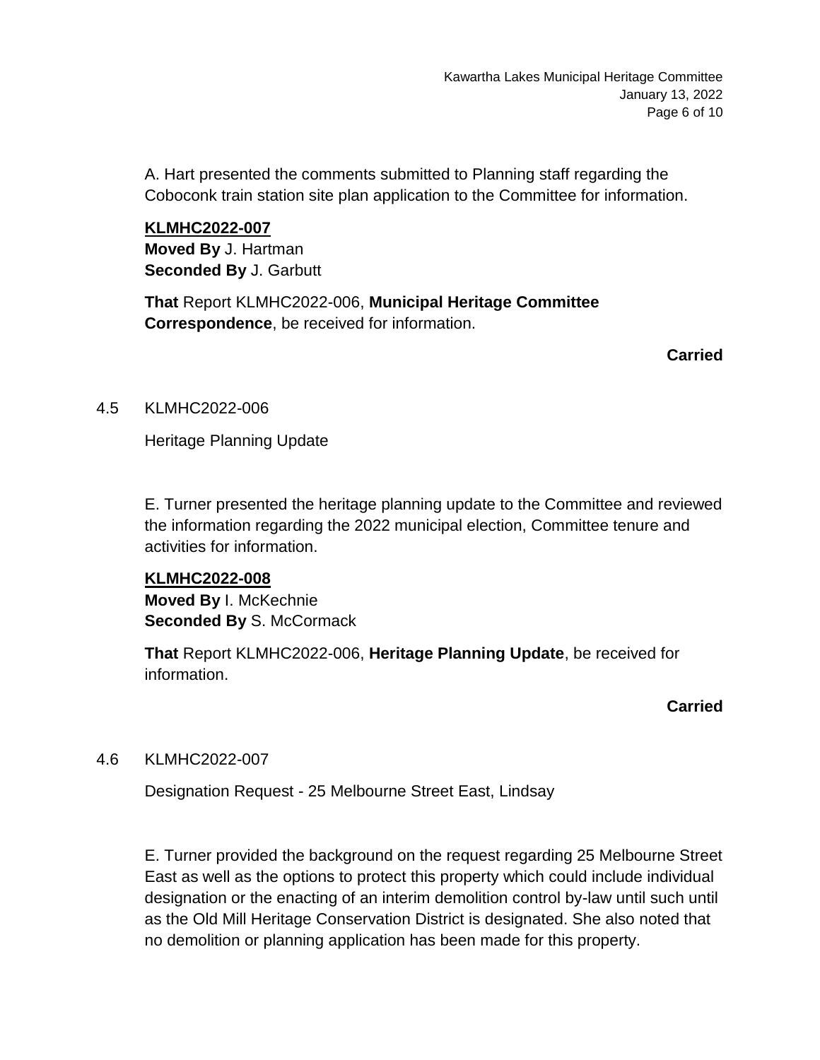A. Hart presented the comments submitted to Planning staff regarding the Coboconk train station site plan application to the Committee for information.

**KLMHC2022-007**
**Moved By** J. Hartman
**Seconded By** J. Garbutt

**That** Report KLMHC2022-006, **Municipal Heritage Committee Correspondence**, be received for information.

**Carried**

4.5 KLMHC2022-006

Heritage Planning Update

E. Turner presented the heritage planning update to the Committee and reviewed the information regarding the 2022 municipal election, Committee tenure and activities for information.

**KLMHC2022-008**
**Moved By** I. McKechnie
**Seconded By** S. McCormack

**That** Report KLMHC2022-006, **Heritage Planning Update**, be received for information.

**Carried**

4.6 KLMHC2022-007

Designation Request - 25 Melbourne Street East, Lindsay

E. Turner provided the background on the request regarding 25 Melbourne Street East as well as the options to protect this property which could include individual designation or the enacting of an interim demolition control by-law until such until as the Old Mill Heritage Conservation District is designated. She also noted that no demolition or planning application has been made for this property.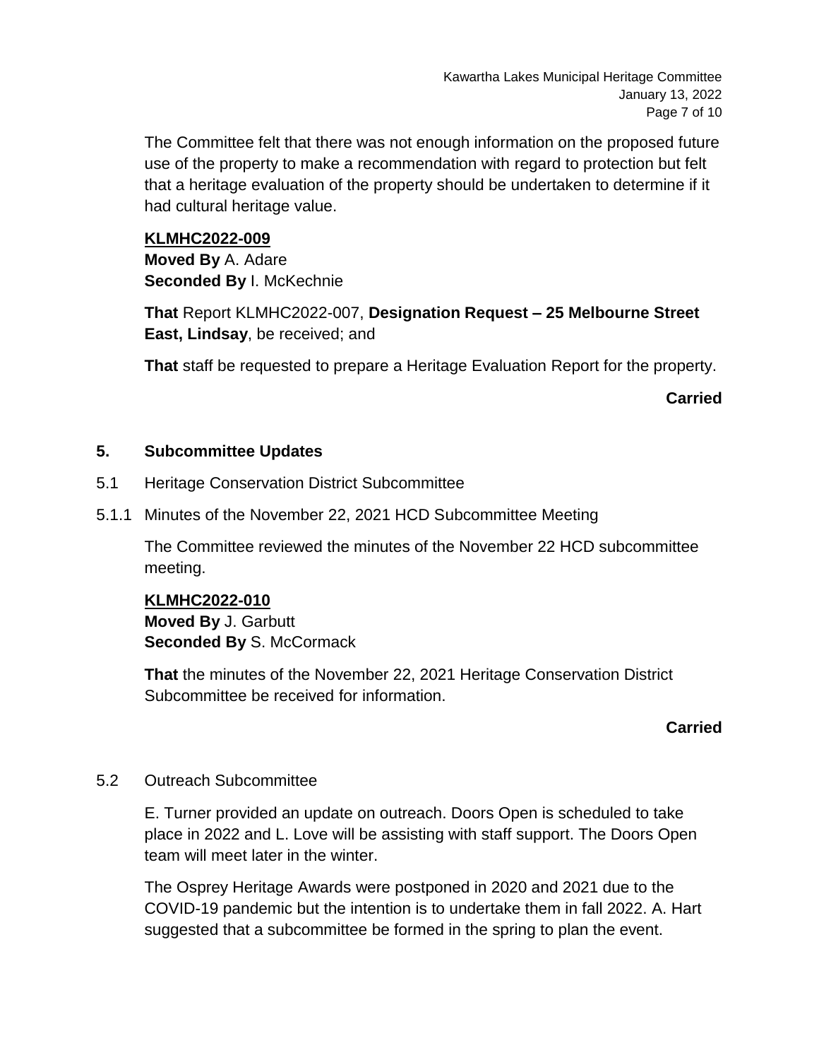The Committee felt that there was not enough information on the proposed future use of the property to make a recommendation with regard to protection but felt that a heritage evaluation of the property should be undertaken to determine if it had cultural heritage value.

**KLMHC2022-009**
**Moved By** A. Adare
**Seconded By** I. McKechnie

**That** Report KLMHC2022-007, **Designation Request – 25 Melbourne Street East, Lindsay**, be received; and

**That** staff be requested to prepare a Heritage Evaluation Report for the property.

**Carried**

## 5. Subcommittee Updates

5.1 Heritage Conservation District Subcommittee

5.1.1 Minutes of the November 22, 2021 HCD Subcommittee Meeting

The Committee reviewed the minutes of the November 22 HCD subcommittee meeting.

**KLMHC2022-010**
**Moved By** J. Garbutt
**Seconded By** S. McCormack

**That** the minutes of the November 22, 2021 Heritage Conservation District Subcommittee be received for information.

**Carried**

5.2 Outreach Subcommittee

E. Turner provided an update on outreach. Doors Open is scheduled to take place in 2022 and L. Love will be assisting with staff support. The Doors Open team will meet later in the winter.

The Osprey Heritage Awards were postponed in 2020 and 2021 due to the COVID-19 pandemic but the intention is to undertake them in fall 2022. A. Hart suggested that a subcommittee be formed in the spring to plan the event.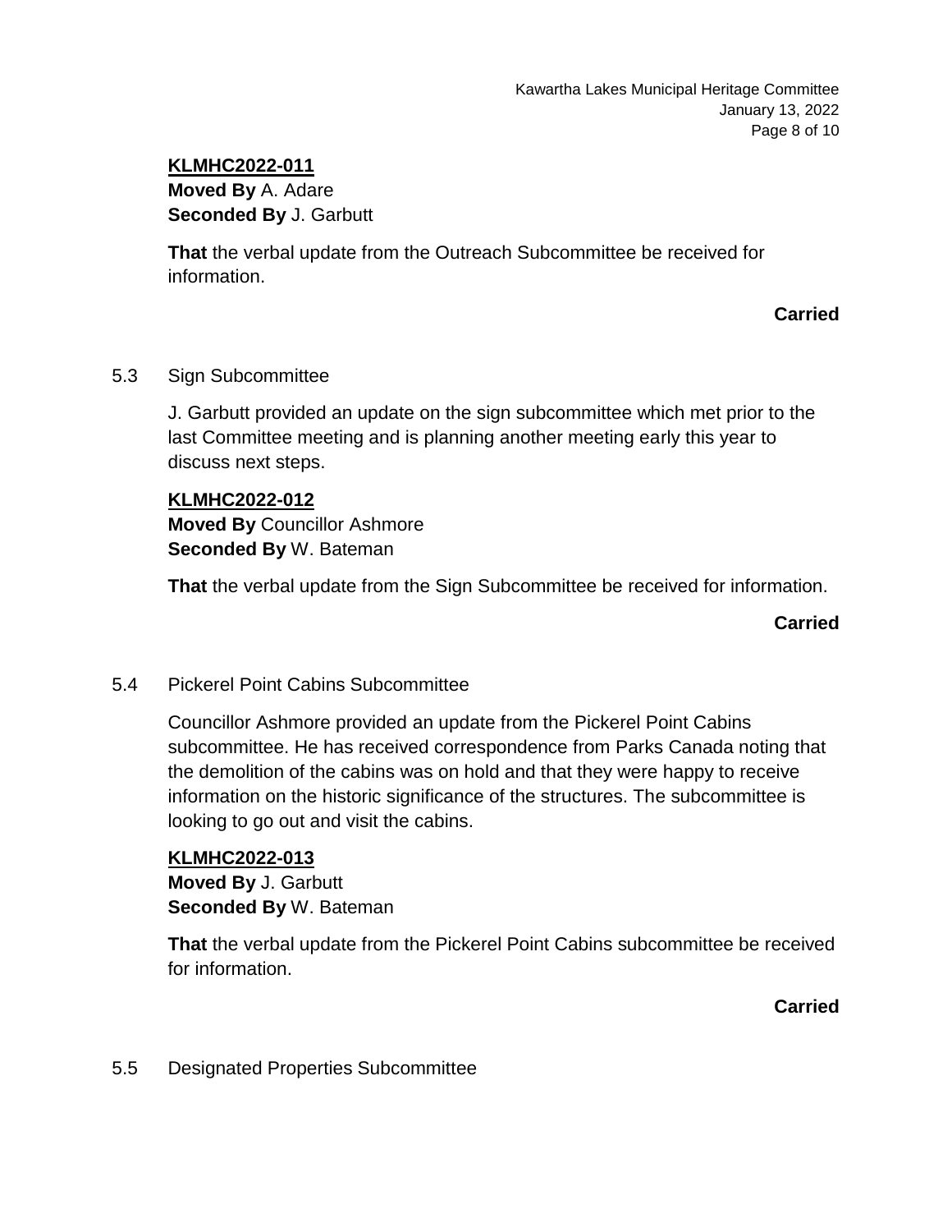**KLMHC2022-011**
**Moved By** A. Adare
**Seconded By** J. Garbutt

**That** the verbal update from the Outreach Subcommittee be received for information.

**Carried**

5.3 Sign Subcommittee

J. Garbutt provided an update on the sign subcommittee which met prior to the last Committee meeting and is planning another meeting early this year to discuss next steps.

**KLMHC2022-012**
**Moved By** Councillor Ashmore
**Seconded By** W. Bateman

**That** the verbal update from the Sign Subcommittee be received for information.

**Carried**

5.4 Pickerel Point Cabins Subcommittee

Councillor Ashmore provided an update from the Pickerel Point Cabins subcommittee. He has received correspondence from Parks Canada noting that the demolition of the cabins was on hold and that they were happy to receive information on the historic significance of the structures. The subcommittee is looking to go out and visit the cabins.

**KLMHC2022-013**
**Moved By** J. Garbutt
**Seconded By** W. Bateman

**That** the verbal update from the Pickerel Point Cabins subcommittee be received for information.

**Carried**

5.5 Designated Properties Subcommittee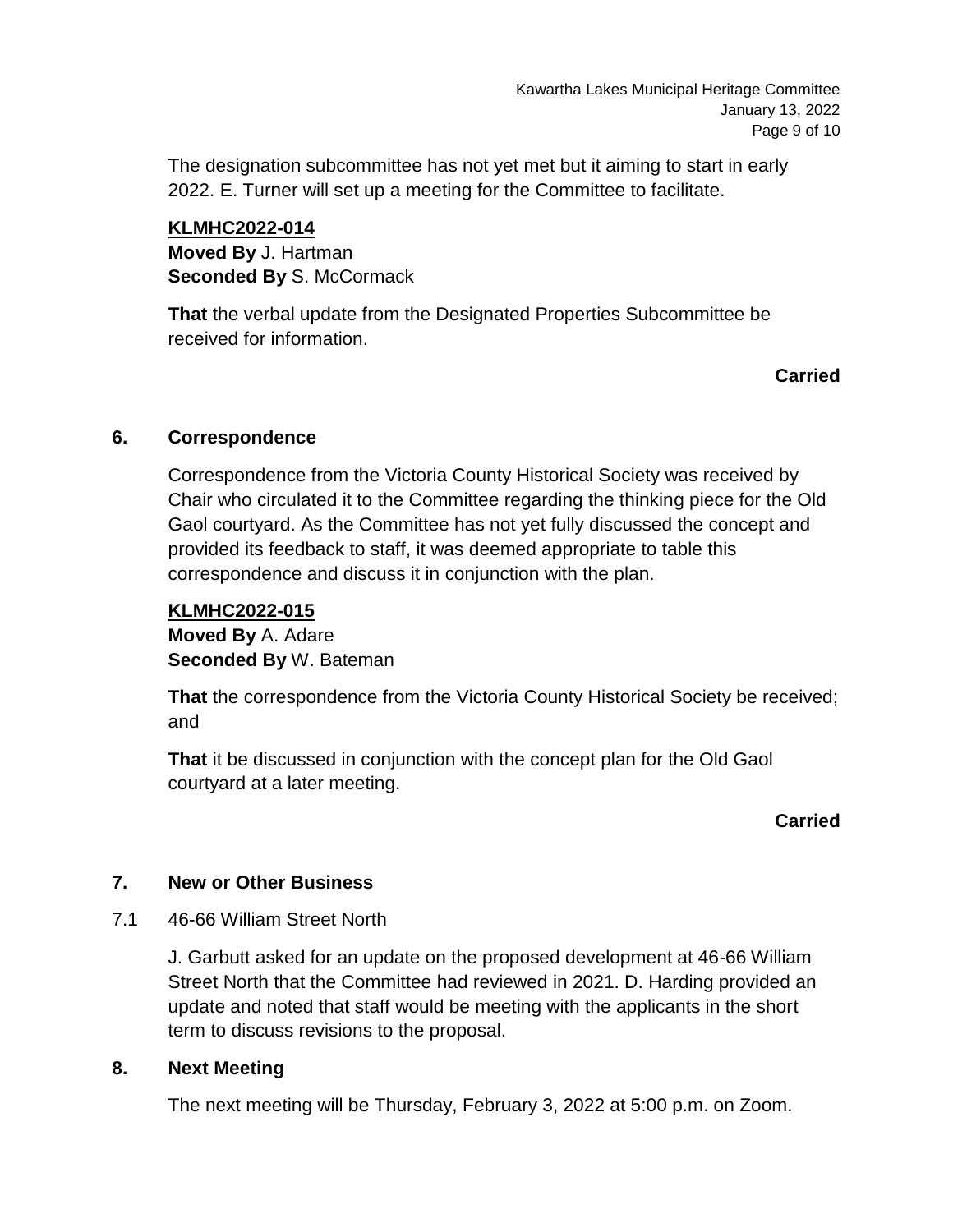The designation subcommittee has not yet met but it aiming to start in early 2022. E. Turner will set up a meeting for the Committee to facilitate.

**KLMHC2022-014**
**Moved By** J. Hartman
**Seconded By** S. McCormack

**That** the verbal update from the Designated Properties Subcommittee be received for information.

**Carried**

## 6. Correspondence

Correspondence from the Victoria County Historical Society was received by Chair who circulated it to the Committee regarding the thinking piece for the Old Gaol courtyard. As the Committee has not yet fully discussed the concept and provided its feedback to staff, it was deemed appropriate to table this correspondence and discuss it in conjunction with the plan.

**KLMHC2022-015**
**Moved By** A. Adare
**Seconded By** W. Bateman

**That** the correspondence from the Victoria County Historical Society be received; and

**That** it be discussed in conjunction with the concept plan for the Old Gaol courtyard at a later meeting.

**Carried**

## 7. New or Other Business

7.1 46-66 William Street North

J. Garbutt asked for an update on the proposed development at 46-66 William Street North that the Committee had reviewed in 2021. D. Harding provided an update and noted that staff would be meeting with the applicants in the short term to discuss revisions to the proposal.

## 8. Next Meeting

The next meeting will be Thursday, February 3, 2022 at 5:00 p.m. on Zoom.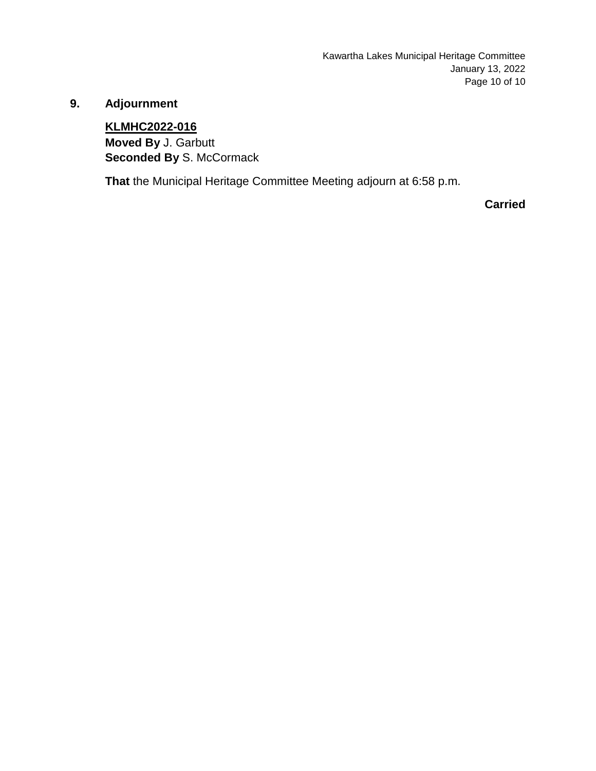## 9. Adjournment

**KLMHC2022-016**
**Moved By** J. Garbutt
**Seconded By** S. McCormack

**That** the Municipal Heritage Committee Meeting adjourn at 6:58 p.m.

**Carried**